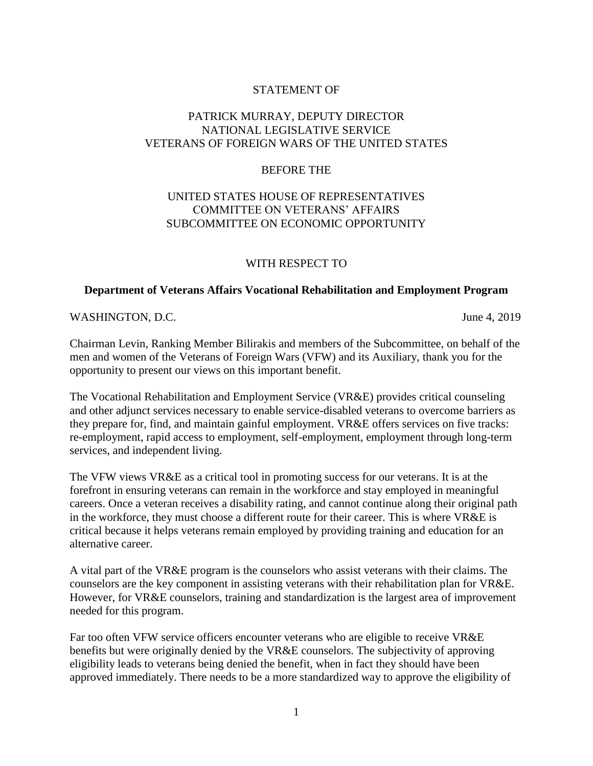STATEMENT OF

PATRICK MURRAY, DEPUTY DIRECTOR
NATIONAL LEGISLATIVE SERVICE
VETERANS OF FOREIGN WARS OF THE UNITED STATES

BEFORE THE

UNITED STATES HOUSE OF REPRESENTATIVES
COMMITTEE ON VETERANS' AFFAIRS
SUBCOMMITTEE ON ECONOMIC OPPORTUNITY

WITH RESPECT TO

**Department of Veterans Affairs Vocational Rehabilitation and Employment Program**

WASHINGTON, D.C. June 4, 2019

Chairman Levin, Ranking Member Bilirakis and members of the Subcommittee, on behalf of the men and women of the Veterans of Foreign Wars (VFW) and its Auxiliary, thank you for the opportunity to present our views on this important benefit.

The Vocational Rehabilitation and Employment Service (VR&E) provides critical counseling and other adjunct services necessary to enable service-disabled veterans to overcome barriers as they prepare for, find, and maintain gainful employment. VR&E offers services on five tracks: re-employment, rapid access to employment, self-employment, employment through long-term services, and independent living.

The VFW views VR&E as a critical tool in promoting success for our veterans. It is at the forefront in ensuring veterans can remain in the workforce and stay employed in meaningful careers. Once a veteran receives a disability rating, and cannot continue along their original path in the workforce, they must choose a different route for their career. This is where VR&E is critical because it helps veterans remain employed by providing training and education for an alternative career.

A vital part of the VR&E program is the counselors who assist veterans with their claims. The counselors are the key component in assisting veterans with their rehabilitation plan for VR&E. However, for VR&E counselors, training and standardization is the largest area of improvement needed for this program.

Far too often VFW service officers encounter veterans who are eligible to receive VR&E benefits but were originally denied by the VR&E counselors. The subjectivity of approving eligibility leads to veterans being denied the benefit, when in fact they should have been approved immediately. There needs to be a more standardized way to approve the eligibility of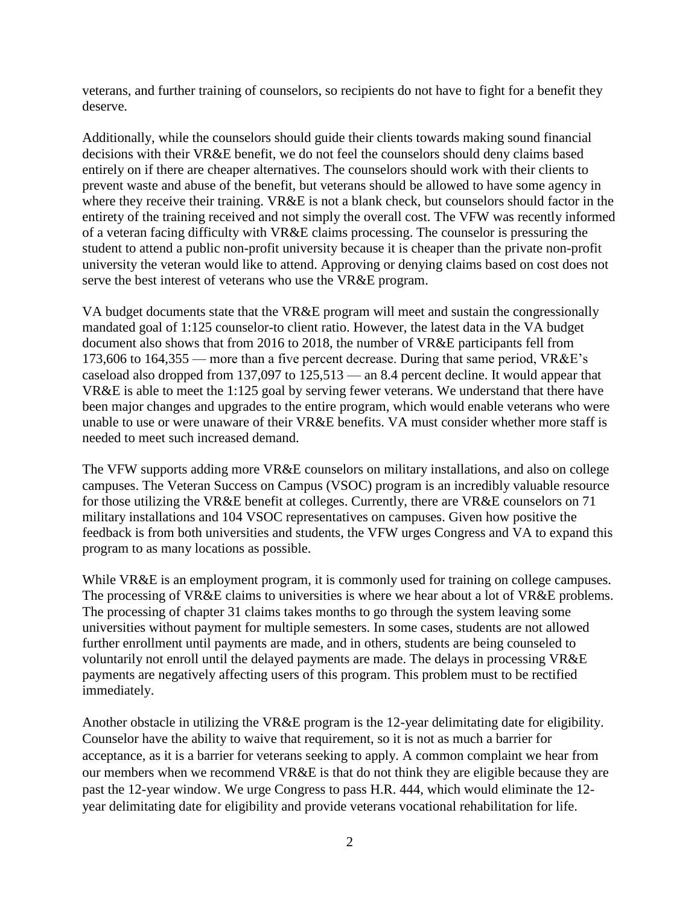veterans, and further training of counselors, so recipients do not have to fight for a benefit they deserve.

Additionally, while the counselors should guide their clients towards making sound financial decisions with their VR&E benefit, we do not feel the counselors should deny claims based entirely on if there are cheaper alternatives. The counselors should work with their clients to prevent waste and abuse of the benefit, but veterans should be allowed to have some agency in where they receive their training. VR&E is not a blank check, but counselors should factor in the entirety of the training received and not simply the overall cost. The VFW was recently informed of a veteran facing difficulty with VR&E claims processing. The counselor is pressuring the student to attend a public non-profit university because it is cheaper than the private non-profit university the veteran would like to attend. Approving or denying claims based on cost does not serve the best interest of veterans who use the VR&E program.

VA budget documents state that the VR&E program will meet and sustain the congressionally mandated goal of 1:125 counselor-to client ratio. However, the latest data in the VA budget document also shows that from 2016 to 2018, the number of VR&E participants fell from 173,606 to 164,355 — more than a five percent decrease. During that same period, VR&E's caseload also dropped from 137,097 to 125,513 — an 8.4 percent decline. It would appear that VR&E is able to meet the 1:125 goal by serving fewer veterans. We understand that there have been major changes and upgrades to the entire program, which would enable veterans who were unable to use or were unaware of their VR&E benefits. VA must consider whether more staff is needed to meet such increased demand.

The VFW supports adding more VR&E counselors on military installations, and also on college campuses. The Veteran Success on Campus (VSOC) program is an incredibly valuable resource for those utilizing the VR&E benefit at colleges. Currently, there are VR&E counselors on 71 military installations and 104 VSOC representatives on campuses. Given how positive the feedback is from both universities and students, the VFW urges Congress and VA to expand this program to as many locations as possible.

While VR&E is an employment program, it is commonly used for training on college campuses. The processing of VR&E claims to universities is where we hear about a lot of VR&E problems. The processing of chapter 31 claims takes months to go through the system leaving some universities without payment for multiple semesters. In some cases, students are not allowed further enrollment until payments are made, and in others, students are being counseled to voluntarily not enroll until the delayed payments are made. The delays in processing VR&E payments are negatively affecting users of this program. This problem must to be rectified immediately.

Another obstacle in utilizing the VR&E program is the 12-year delimitating date for eligibility. Counselor have the ability to waive that requirement, so it is not as much a barrier for acceptance, as it is a barrier for veterans seeking to apply. A common complaint we hear from our members when we recommend VR&E is that do not think they are eligible because they are past the 12-year window. We urge Congress to pass H.R. 444, which would eliminate the 12-year delimitating date for eligibility and provide veterans vocational rehabilitation for life.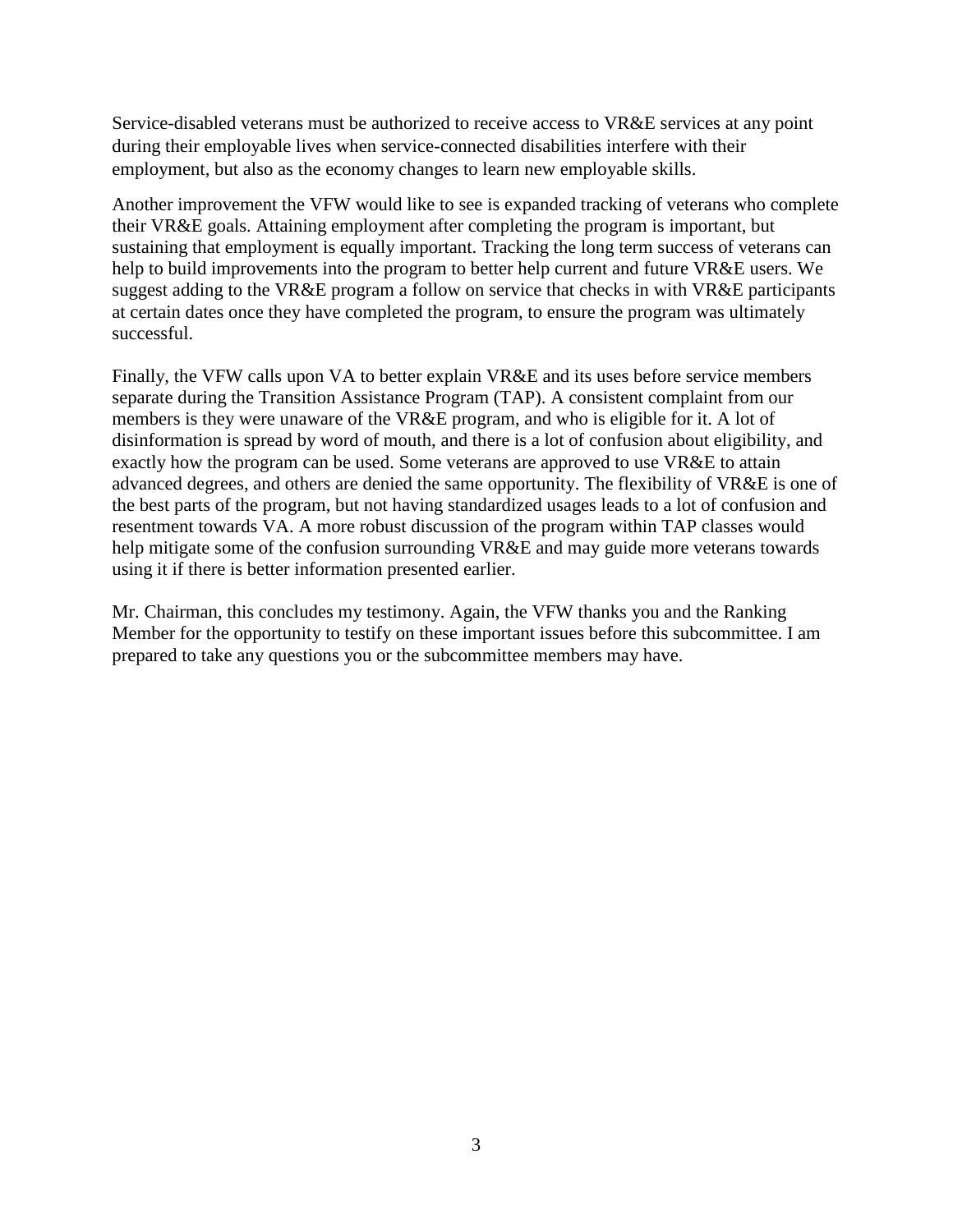Service-disabled veterans must be authorized to receive access to VR&E services at any point during their employable lives when service-connected disabilities interfere with their employment, but also as the economy changes to learn new employable skills.

Another improvement the VFW would like to see is expanded tracking of veterans who complete their VR&E goals. Attaining employment after completing the program is important, but sustaining that employment is equally important. Tracking the long term success of veterans can help to build improvements into the program to better help current and future VR&E users. We suggest adding to the VR&E program a follow on service that checks in with VR&E participants at certain dates once they have completed the program, to ensure the program was ultimately successful.

Finally, the VFW calls upon VA to better explain VR&E and its uses before service members separate during the Transition Assistance Program (TAP). A consistent complaint from our members is they were unaware of the VR&E program, and who is eligible for it. A lot of disinformation is spread by word of mouth, and there is a lot of confusion about eligibility, and exactly how the program can be used. Some veterans are approved to use VR&E to attain advanced degrees, and others are denied the same opportunity. The flexibility of VR&E is one of the best parts of the program, but not having standardized usages leads to a lot of confusion and resentment towards VA. A more robust discussion of the program within TAP classes would help mitigate some of the confusion surrounding VR&E and may guide more veterans towards using it if there is better information presented earlier.

Mr. Chairman, this concludes my testimony. Again, the VFW thanks you and the Ranking Member for the opportunity to testify on these important issues before this subcommittee. I am prepared to take any questions you or the subcommittee members may have.